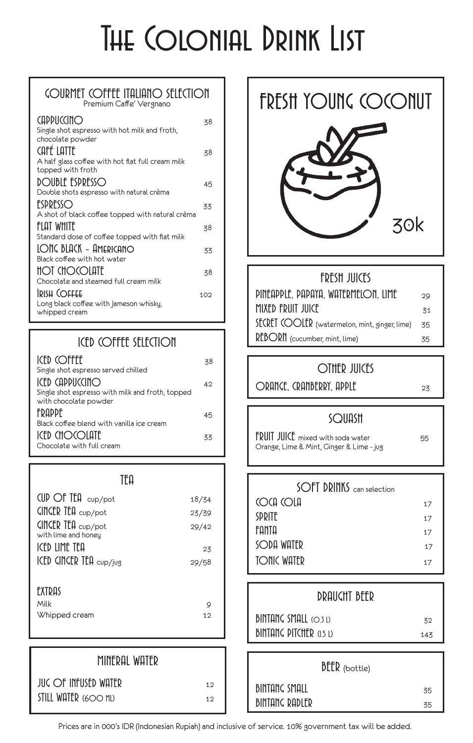# The Colonial Drink List

## Gourmet Coffee Italiano Selection

Premium Caffe' Vergnano

| Item | Price |
|---|---|
| **Cappuccino** – Single shot espresso with hot milk and froth, chocolate powder | 38 |
| **Café Latte** – A half glass coffee with hot flat full cream milk topped with froth | 38 |
| **Double Espresso** – Double shots espresso with natural crèma | 45 |
| **Espresso** – A shot of black coffee topped with natural crèma | 33 |
| **Flat White** – Standard dose of coffee topped with flat milk | 38 |
| **Long Black - Americano** – Black coffee with hot water | 33 |
| **Hot Chocolate** – Chocolate and steamed full cream milk | 38 |
| **Irish Coffee** – Long black coffee with Jameson whisky, whipped cream | 102 |

## Iced Coffee Selection

| Item | Price |
|---|---|
| **Iced Coffee** – Single shot espresso served chilled | 38 |
| **Iced Cappuccino** – Single shot espresso with milk and froth, topped with chocolate powder | 42 |
| **Frappe** – Black coffee blend with vanilla ice cream | 45 |
| **Iced Chocolate** – Chocolate with full cream | 33 |

## Tea

| Item | Price |
|---|---|
| **Cup of Tea** cup/pot | 18/34 |
| **Ginger Tea** cup/pot | 23/39 |
| **Ginger Tea** cup/pot with lime and honey | 29/42 |
| **Iced Lime Tea** | 23 |
| **Iced Ginger Tea** cup/jug | 29/58 |

### Extras

| Item | Price |
|---|---|
| Milk | 9 |
| Whipped cream | 12 |

## Mineral Water

| Item | Price |
|---|---|
| Jug of Infused Water | 12 |
| Still Water (600 ml) | 12 |

## Fresh Young Coconut

30k

## Fresh Juices

| Item | Price |
|---|---|
| Pineapple, Papaya, Watermelon, Lime | 29 |
| Mixed Fruit Juice | 31 |
| Secret Cooler (watermelon, mint, ginger, lime) | 35 |
| Reborn (cucumber, mint, lime) | 35 |

## Other Juices

| Item | Price |
|---|---|
| Orange, Cranberry, Apple | 23 |

## Squash

| Item | Price |
|---|---|
| **Fruit Juice** mixed with soda water – Orange, Lime & Mint, Ginger & Lime - jug | 55 |

## Soft Drinks (can selection)

| Item | Price |
|---|---|
| Coca Cola | 17 |
| Sprite | 17 |
| Fanta | 17 |
| Soda Water | 17 |
| Tonic Water | 17 |

## Draught Beer

| Item | Price |
|---|---|
| Bintang Small (0.3 l) | 32 |
| Bintang Pitcher (1.5 l) | 143 |

## Beer (bottle)

| Item | Price |
|---|---|
| Bintang Small | 35 |
| Bintang Radler | 35 |

Prices are in 000's IDR (Indonesian Rupiah) and inclusive of service. 10% government tax will be added.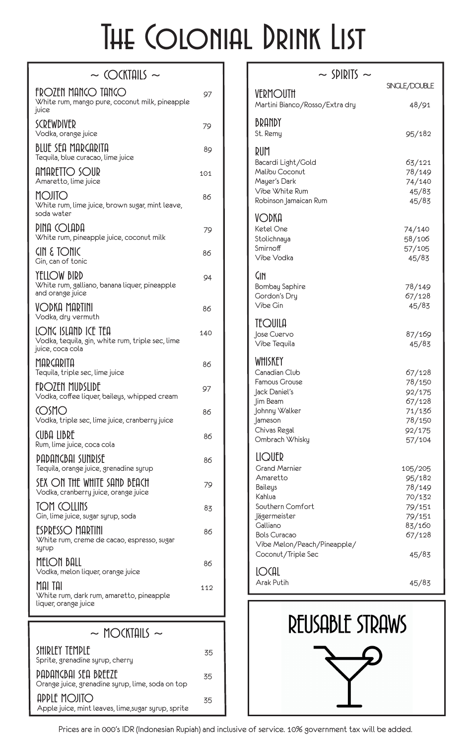# The Colonial Drink List

## ~ COCKTAILS ~

| | | |
|---|---|---|
| **FROZEN MANGO TANGO** | White rum, mango pure, coconut milk, pineapple juice | 97 |
| **SCREWDIVER** | Vodka, orange juice | 79 |
| **BLUE SEA MARGARITA** | Tequila, blue curacao, lime juice | 89 |
| **AMARETTO SOUR** | Amaretto, lime juice | 101 |
| **MOJITO** | White rum, lime juice, brown sugar, mint leave, soda water | 86 |
| **PINA COLADA** | White rum, pineapple juice, coconut milk | 79 |
| **GIN & TONIC** | Gin, can of tonic | 86 |
| **YELLOW BIRD** | White rum, galliano, banana liquer, pineapple and orange juice | 94 |
| **VODKA MARTINI** | Vodka, dry vermouth | 86 |
| **LONG ISLAND ICE TEA** | Vodka, tequila, gin, white rum, triple sec, lime juice, coca cola | 140 |
| **MARGARITA** | Tequila, triple sec, lime juice | 86 |
| **FROZEN MUDSLIDE** | Vodka, coffee liquer, baileys, whipped cream | 97 |
| **COSMO** | Vodka, triple sec, lime juice, cranberry juice | 86 |
| **CUBA LIBRE** | Rum, lime juice, coca cola | 86 |
| **PADANGBAI SUNRISE** | Tequila, orange juice, grenadine syrup | 86 |
| **SEX ON THE WHITE SAND BEACH** | Vodka, cranberry juice, orange juice | 79 |
| **TOM COLLINS** | Gin, lime juice, sugar syrup, soda | 83 |
| **ESPRESSO MARTINI** | White rum, creme de cacao, espresso, sugar syrup | 86 |
| **MELON BALL** | Vodka, melon liquer, orange juice | 86 |
| **MAI TAI** | White rum, dark rum, amaretto, pineapple liquer, orange juice | 112 |

## ~ MOCKTAILS ~

| | | |
|---|---|---|
| **SHIRLEY TEMPLE** | Sprite, grenadine syrup, cherry | 35 |
| **PADANGBAI SEA BREEZE** | Orange juice, grenadine syrup, lime, soda on top | 35 |
| **APPLE MOJITO** | Apple juice, mint leaves, lime,sugar syrup, sprite | 35 |

## ~ SPIRITS ~

| | SINGLE/DOUBLE |
|---|---|
| **VERMOUTH** | |
| Martini Bianco/Rosso/Extra dry | 48/91 |
| **BRANDY** | |
| St. Remy | 95/182 |
| **RUM** | |
| Bacardi Light/Gold | 63/121 |
| Malibu Coconut | 78/149 |
| Mayer's Dark | 74/140 |
| Vibe White Rum | 45/83 |
| Robinson Jamaican Rum | 45/83 |
| **VODKA** | |
| Ketel One | 74/140 |
| Stolichnaya | 58/106 |
| Smirnoff | 57/105 |
| Vibe Vodka | 45/83 |
| **GIN** | |
| Bombay Saphire | 78/149 |
| Gordon's Dry | 67/128 |
| Vibe Gin | 45/83 |
| **TEQUILA** | |
| Jose Cuervo | 87/169 |
| Vibe Tequila | 45/83 |
| **WHISKEY** | |
| Canadian Club | 67/128 |
| Famous Grouse | 78/150 |
| Jack Daniel's | 92/175 |
| Jim Beam | 67/128 |
| Johnny Walker | 71/136 |
| Jameson | 78/150 |
| Chivas Regal | 92/175 |
| Ombrach Whisky | 57/104 |
| **LIQUER** | |
| Grand Marnier | 105/205 |
| Amaretto | 95/182 |
| Baileys | 78/149 |
| Kahlua | 70/132 |
| Southern Comfort | 79/151 |
| Jägermeister | 79/151 |
| Galliano | 83/160 |
| Bols Curacao | 67/128 |
| Vibe Melon/Peach/Pineapple/Coconut/Triple Sec | 45/83 |
| **LOCAL** | |
| Arak Putih | 45/83 |

## REUSABLE STRAWS

Prices are in 000's IDR (Indonesian Rupiah) and inclusive of service. 10% government tax will be added.